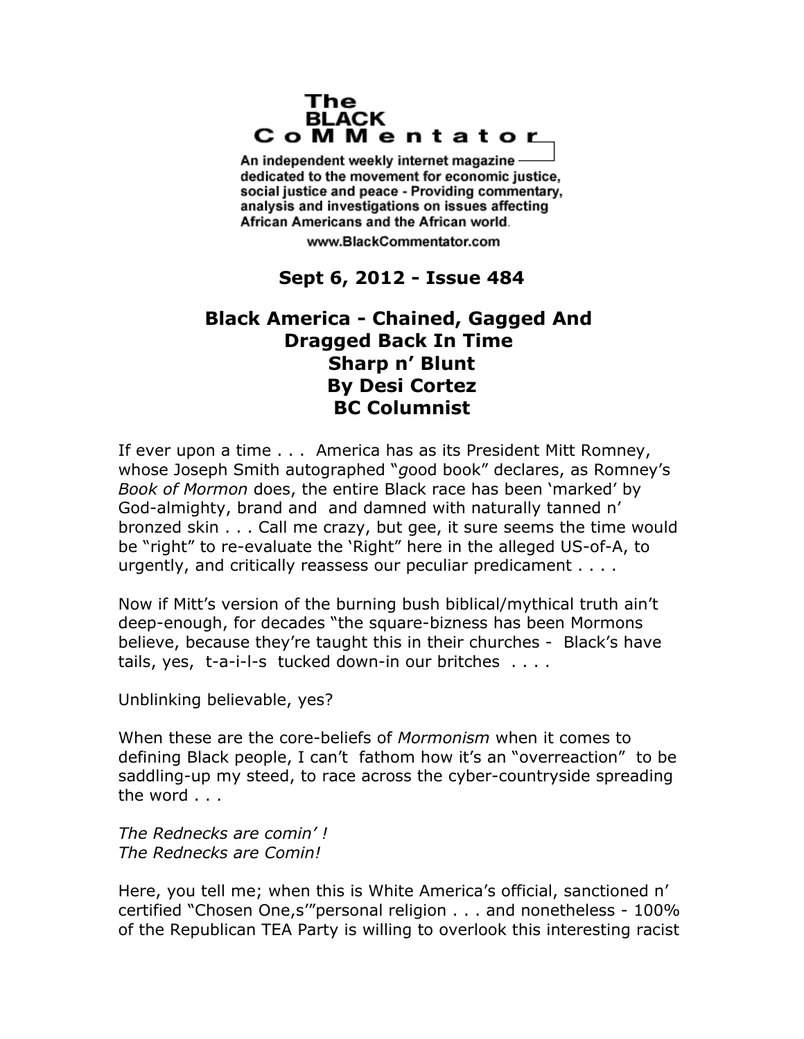# The BLACK CoMMentator

An independent weekly internet magazine dedicated to the movement for economic justice, social justice and peace - Providing commentary, analysis and investigations on issues affecting African Americans and the African world.

www.BlackCommentator.com

**Sept 6, 2012 - Issue 484**

## Black America - Chained, Gagged And Dragged Back In Time
## Sharp n' Blunt
## By Desi Cortez
## BC Columnist

If ever upon a time . . . America has as its President Mitt Romney, whose Joseph Smith autographed "*g*ood book" declares, as Romney's *Book of Mormon* does, the entire Black race has been 'marked' by God-almighty, brand and and damned with naturally tanned n' bronzed skin . . . Call me crazy, but gee, it sure seems the time would be "right" to re-evaluate the 'Right" here in the alleged US-of-A, to urgently, and critically reassess our peculiar predicament . . . .

Now if Mitt's version of the burning bush biblical/mythical truth ain't deep-enough, for decades "the square-bizness has been Mormons believe, because they're taught this in their churches - Black's have tails, yes, t-a-i-l-s tucked down-in our britches . . . .

Unblinking believable, yes?

When these are the core-beliefs of *Mormonism* when it comes to defining Black people, I can't fathom how it's an "overreaction" to be saddling-up my steed, to race across the cyber-countryside spreading the word . . .

*The Rednecks are comin' !*
*The Rednecks are Comin!*

Here, you tell me; when this is White America's official, sanctioned n' certified "Chosen One,s'"personal religion . . . and nonetheless - 100% of the Republican TEA Party is willing to overlook this interesting racist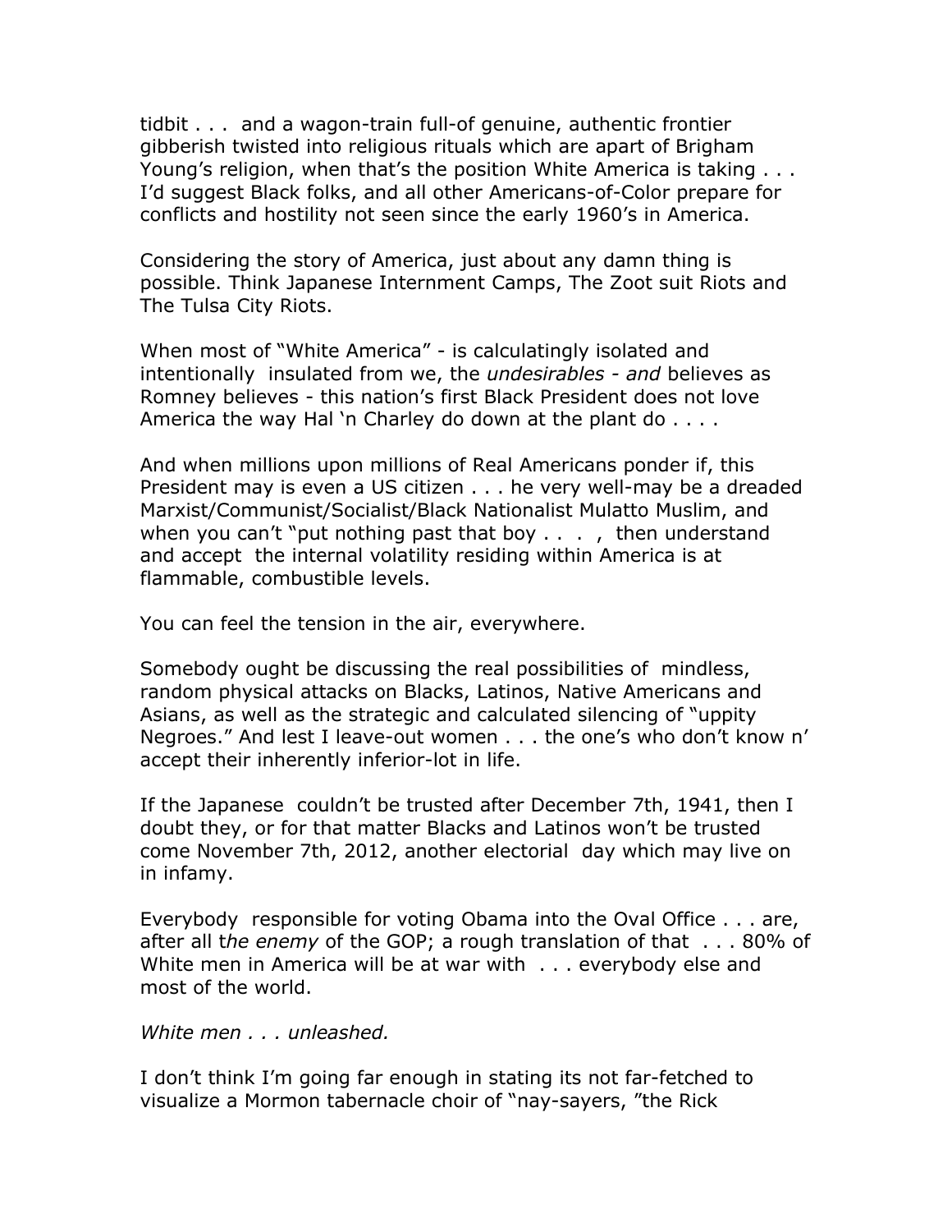tidbit . . . and a wagon-train full-of genuine, authentic frontier gibberish twisted into religious rituals which are apart of Brigham Young's religion, when that's the position White America is taking . . . I'd suggest Black folks, and all other Americans-of-Color prepare for conflicts and hostility not seen since the early 1960's in America.

Considering the story of America, just about any damn thing is possible. Think Japanese Internment Camps, The Zoot suit Riots and The Tulsa City Riots.

When most of "White America" - is calculatingly isolated and intentionally insulated from we, the *undesirables - and* believes as Romney believes - this nation's first Black President does not love America the way Hal 'n Charley do down at the plant do . . . .

And when millions upon millions of Real Americans ponder if, this President may is even a US citizen . . . he very well-may be a dreaded Marxist/Communist/Socialist/Black Nationalist Mulatto Muslim, and when you can't "put nothing past that boy . . . , then understand and accept the internal volatility residing within America is at flammable, combustible levels.

You can feel the tension in the air, everywhere.

Somebody ought be discussing the real possibilities of mindless, random physical attacks on Blacks, Latinos, Native Americans and Asians, as well as the strategic and calculated silencing of "uppity Negroes." And lest I leave-out women . . . the one's who don't know n' accept their inherently inferior-lot in life.

If the Japanese couldn't be trusted after December 7th, 1941, then I doubt they, or for that matter Blacks and Latinos won't be trusted come November 7th, 2012, another electorial day which may live on in infamy.

Everybody responsible for voting Obama into the Oval Office . . . are, after all t*he enemy* of the GOP; a rough translation of that . . . 80% of White men in America will be at war with . . . everybody else and most of the world.

*White men . . . unleashed.*

I don't think I'm going far enough in stating its not far-fetched to visualize a Mormon tabernacle choir of "nay-sayers, "the Rick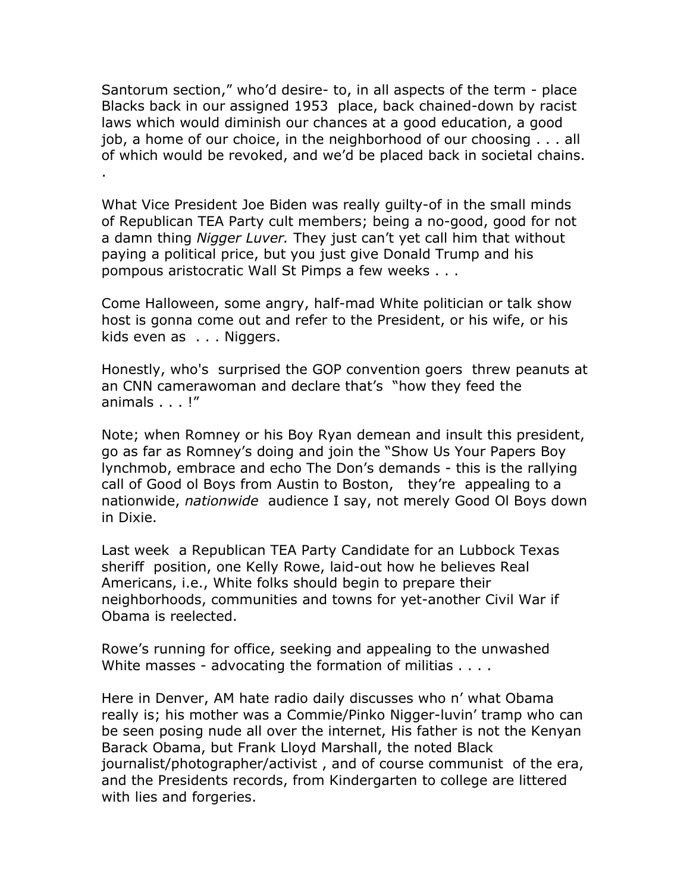Santorum section," who'd desire- to, in all aspects of the term - place Blacks back in our assigned 1953 place, back chained-down by racist laws which would diminish our chances at a good education, a good job, a home of our choice, in the neighborhood of our choosing . . . all of which would be revoked, and we'd be placed back in societal chains.
.

What Vice President Joe Biden was really guilty-of in the small minds of Republican TEA Party cult members; being a no-good, good for not a damn thing *Nigger Luver.* They just can't yet call him that without paying a political price, but you just give Donald Trump and his pompous aristocratic Wall St Pimps a few weeks . . .

Come Halloween, some angry, half-mad White politician or talk show host is gonna come out and refer to the President, or his wife, or his kids even as . . . Niggers.

Honestly, who's surprised the GOP convention goers threw peanuts at an CNN camerawoman and declare that's "how they feed the animals . . . !"

Note; when Romney or his Boy Ryan demean and insult this president, go as far as Romney's doing and join the "Show Us Your Papers Boy lynchmob, embrace and echo The Don's demands - this is the rallying call of Good ol Boys from Austin to Boston, they're appealing to a nationwide, *nationwide* audience I say, not merely Good Ol Boys down in Dixie.

Last week a Republican TEA Party Candidate for an Lubbock Texas sheriff position, one Kelly Rowe, laid-out how he believes Real Americans, i.e., White folks should begin to prepare their neighborhoods, communities and towns for yet-another Civil War if Obama is reelected.

Rowe's running for office, seeking and appealing to the unwashed White masses - advocating the formation of militias . . . .

Here in Denver, AM hate radio daily discusses who n' what Obama really is; his mother was a Commie/Pinko Nigger-luvin' tramp who can be seen posing nude all over the internet, His father is not the Kenyan Barack Obama, but Frank Lloyd Marshall, the noted Black journalist/photographer/activist , and of course communist of the era, and the Presidents records, from Kindergarten to college are littered with lies and forgeries.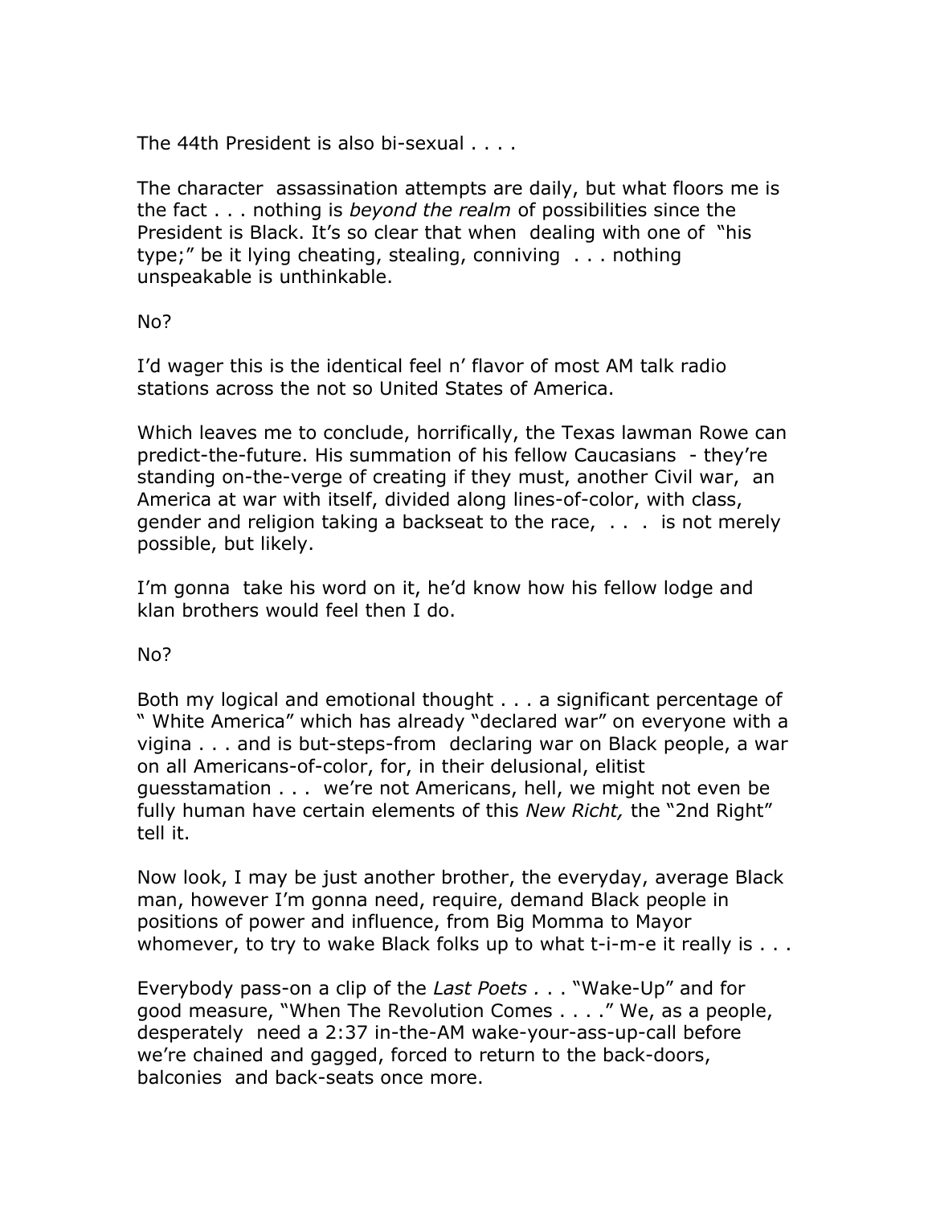The 44th President is also bi-sexual . . . .

The character assassination attempts are daily, but what floors me is the fact . . . nothing is *beyond the realm* of possibilities since the President is Black. It's so clear that when dealing with one of "his type;" be it lying cheating, stealing, conniving . . . nothing unspeakable is unthinkable.

No?

I'd wager this is the identical feel n' flavor of most AM talk radio stations across the not so United States of America.

Which leaves me to conclude, horrifically, the Texas lawman Rowe can predict-the-future. His summation of his fellow Caucasians - they're standing on-the-verge of creating if they must, another Civil war, an America at war with itself, divided along lines-of-color, with class, gender and religion taking a backseat to the race, . . . is not merely possible, but likely.

I'm gonna take his word on it, he'd know how his fellow lodge and klan brothers would feel then I do.

No?

Both my logical and emotional thought . . . a significant percentage of " White America" which has already "declared war" on everyone with a vigina . . . and is but-steps-from declaring war on Black people, a war on all Americans-of-color, for, in their delusional, elitist guesstamation . . . we're not Americans, hell, we might not even be fully human have certain elements of this *New Richt,* the "2nd Right" tell it.

Now look, I may be just another brother, the everyday, average Black man, however I'm gonna need, require, demand Black people in positions of power and influence, from Big Momma to Mayor whomever, to try to wake Black folks up to what t-i-m-e it really is . . .

Everybody pass-on a clip of the *Last Poets* . . . "Wake-Up" and for good measure, "When The Revolution Comes . . . ." We, as a people, desperately need a 2:37 in-the-AM wake-your-ass-up-call before we're chained and gagged, forced to return to the back-doors, balconies and back-seats once more.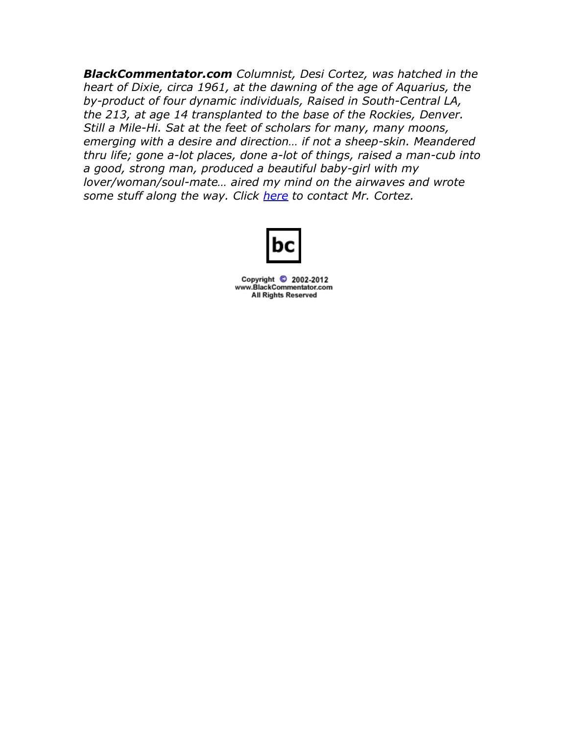***BlackCommentator.com** Columnist, Desi Cortez, was hatched in the heart of Dixie, circa 1961, at the dawning of the age of Aquarius, the by-product of four dynamic individuals, Raised in South-Central LA, the 213, at age 14 transplanted to the base of the Rockies, Denver. Still a Mile-Hi. Sat at the feet of scholars for many, many moons, emerging with a desire and direction… if not a sheep-skin. Meandered thru life; gone a-lot places, done a-lot of things, raised a man-cub into a good, strong man, produced a beautiful baby-girl with my lover/woman/soul-mate… aired my mind on the airwaves and wrote some stuff along the way. Click here to contact Mr. Cortez.*

bc

Copyright © 2002-2012
www.BlackCommentator.com
All Rights Reserved